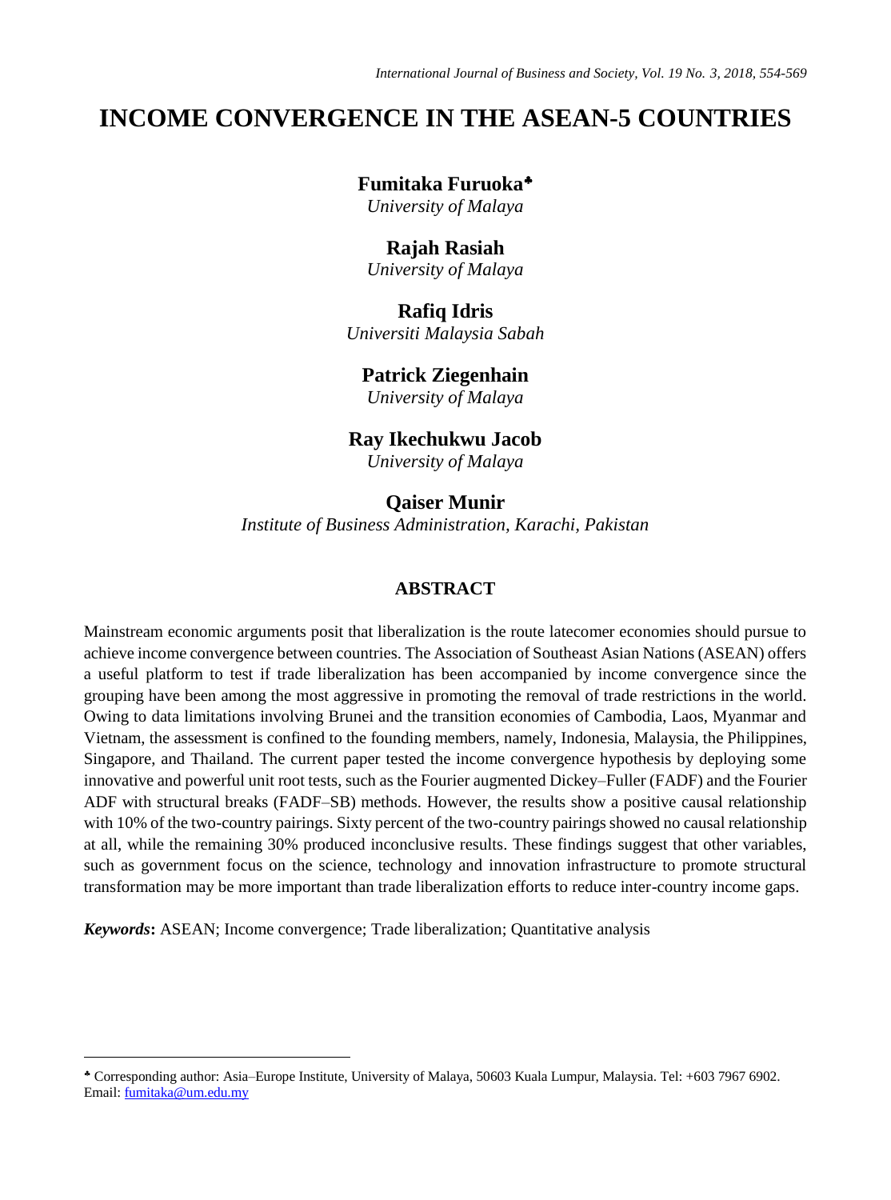# INCOME CONVERGENCE IN THE ASEAN-5 COUNTRIES

**Fumitaka Furuoka**[♣]
*University of Malaya*

**Rajah Rasiah**
*University of Malaya*

**Rafiq Idris**
*Universiti Malaysia Sabah*

**Patrick Ziegenhain**
*University of Malaya*

**Ray Ikechukwu Jacob**
*University of Malaya*

**Qaiser Munir**
*Institute of Business Administration, Karachi, Pakistan*

## ABSTRACT

Mainstream economic arguments posit that liberalization is the route latecomer economies should pursue to achieve income convergence between countries. The Association of Southeast Asian Nations (ASEAN) offers a useful platform to test if trade liberalization has been accompanied by income convergence since the grouping have been among the most aggressive in promoting the removal of trade restrictions in the world. Owing to data limitations involving Brunei and the transition economies of Cambodia, Laos, Myanmar and Vietnam, the assessment is confined to the founding members, namely, Indonesia, Malaysia, the Philippines, Singapore, and Thailand. The current paper tested the income convergence hypothesis by deploying some innovative and powerful unit root tests, such as the Fourier augmented Dickey–Fuller (FADF) and the Fourier ADF with structural breaks (FADF–SB) methods. However, the results show a positive causal relationship with 10% of the two-country pairings. Sixty percent of the two-country pairings showed no causal relationship at all, while the remaining 30% produced inconclusive results. These findings suggest that other variables, such as government focus on the science, technology and innovation infrastructure to promote structural transformation may be more important than trade liberalization efforts to reduce inter-country income gaps.

***Keywords*:** ASEAN; Income convergence; Trade liberalization; Quantitative analysis

---

[♣] Corresponding author: Asia–Europe Institute, University of Malaya, 50603 Kuala Lumpur, Malaysia. Tel: +603 7967 6902. Email: fumitaka@um.edu.my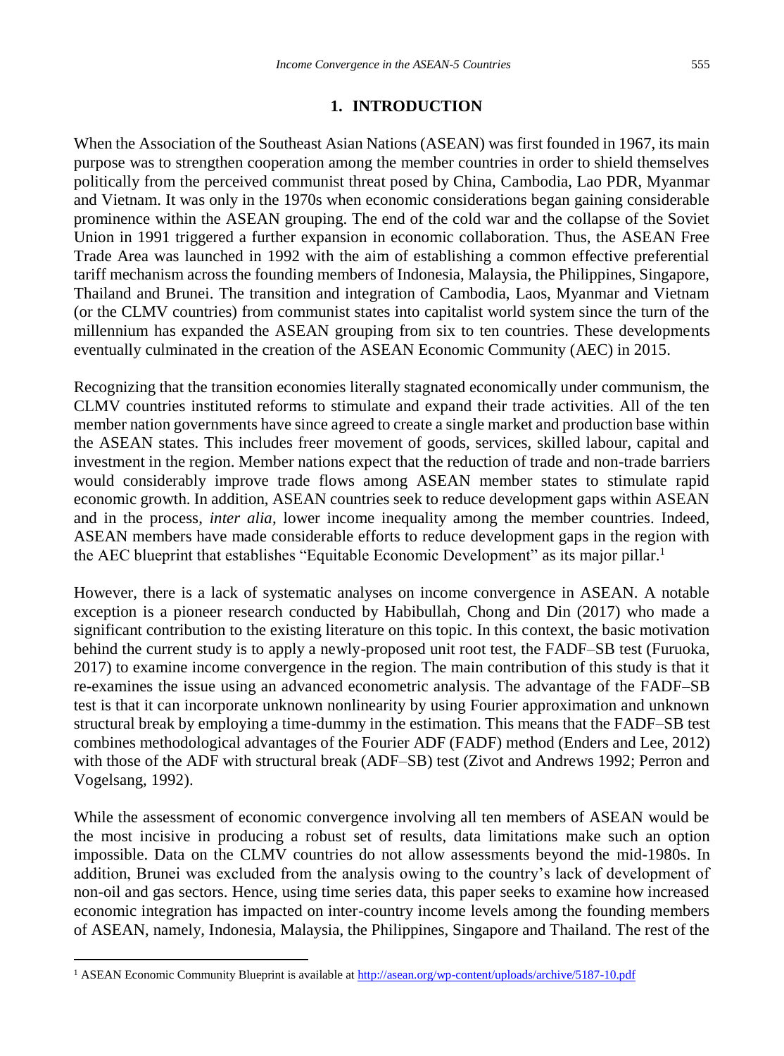## 1. INTRODUCTION

When the Association of the Southeast Asian Nations (ASEAN) was first founded in 1967, its main purpose was to strengthen cooperation among the member countries in order to shield themselves politically from the perceived communist threat posed by China, Cambodia, Lao PDR, Myanmar and Vietnam. It was only in the 1970s when economic considerations began gaining considerable prominence within the ASEAN grouping. The end of the cold war and the collapse of the Soviet Union in 1991 triggered a further expansion in economic collaboration. Thus, the ASEAN Free Trade Area was launched in 1992 with the aim of establishing a common effective preferential tariff mechanism across the founding members of Indonesia, Malaysia, the Philippines, Singapore, Thailand and Brunei. The transition and integration of Cambodia, Laos, Myanmar and Vietnam (or the CLMV countries) from communist states into capitalist world system since the turn of the millennium has expanded the ASEAN grouping from six to ten countries. These developments eventually culminated in the creation of the ASEAN Economic Community (AEC) in 2015.

Recognizing that the transition economies literally stagnated economically under communism, the CLMV countries instituted reforms to stimulate and expand their trade activities. All of the ten member nation governments have since agreed to create a single market and production base within the ASEAN states. This includes freer movement of goods, services, skilled labour, capital and investment in the region. Member nations expect that the reduction of trade and non-trade barriers would considerably improve trade flows among ASEAN member states to stimulate rapid economic growth. In addition, ASEAN countries seek to reduce development gaps within ASEAN and in the process, *inter alia*, lower income inequality among the member countries. Indeed, ASEAN members have made considerable efforts to reduce development gaps in the region with the AEC blueprint that establishes "Equitable Economic Development" as its major pillar.[1]

However, there is a lack of systematic analyses on income convergence in ASEAN. A notable exception is a pioneer research conducted by Habibullah, Chong and Din (2017) who made a significant contribution to the existing literature on this topic. In this context, the basic motivation behind the current study is to apply a newly-proposed unit root test, the FADF–SB test (Furuoka, 2017) to examine income convergence in the region. The main contribution of this study is that it re-examines the issue using an advanced econometric analysis. The advantage of the FADF–SB test is that it can incorporate unknown nonlinearity by using Fourier approximation and unknown structural break by employing a time-dummy in the estimation. This means that the FADF–SB test combines methodological advantages of the Fourier ADF (FADF) method (Enders and Lee, 2012) with those of the ADF with structural break (ADF–SB) test (Zivot and Andrews 1992; Perron and Vogelsang, 1992).

While the assessment of economic convergence involving all ten members of ASEAN would be the most incisive in producing a robust set of results, data limitations make such an option impossible. Data on the CLMV countries do not allow assessments beyond the mid-1980s. In addition, Brunei was excluded from the analysis owing to the country's lack of development of non-oil and gas sectors. Hence, using time series data, this paper seeks to examine how increased economic integration has impacted on inter-country income levels among the founding members of ASEAN, namely, Indonesia, Malaysia, the Philippines, Singapore and Thailand. The rest of the

---

[1] ASEAN Economic Community Blueprint is available at http://asean.org/wp-content/uploads/archive/5187-10.pdf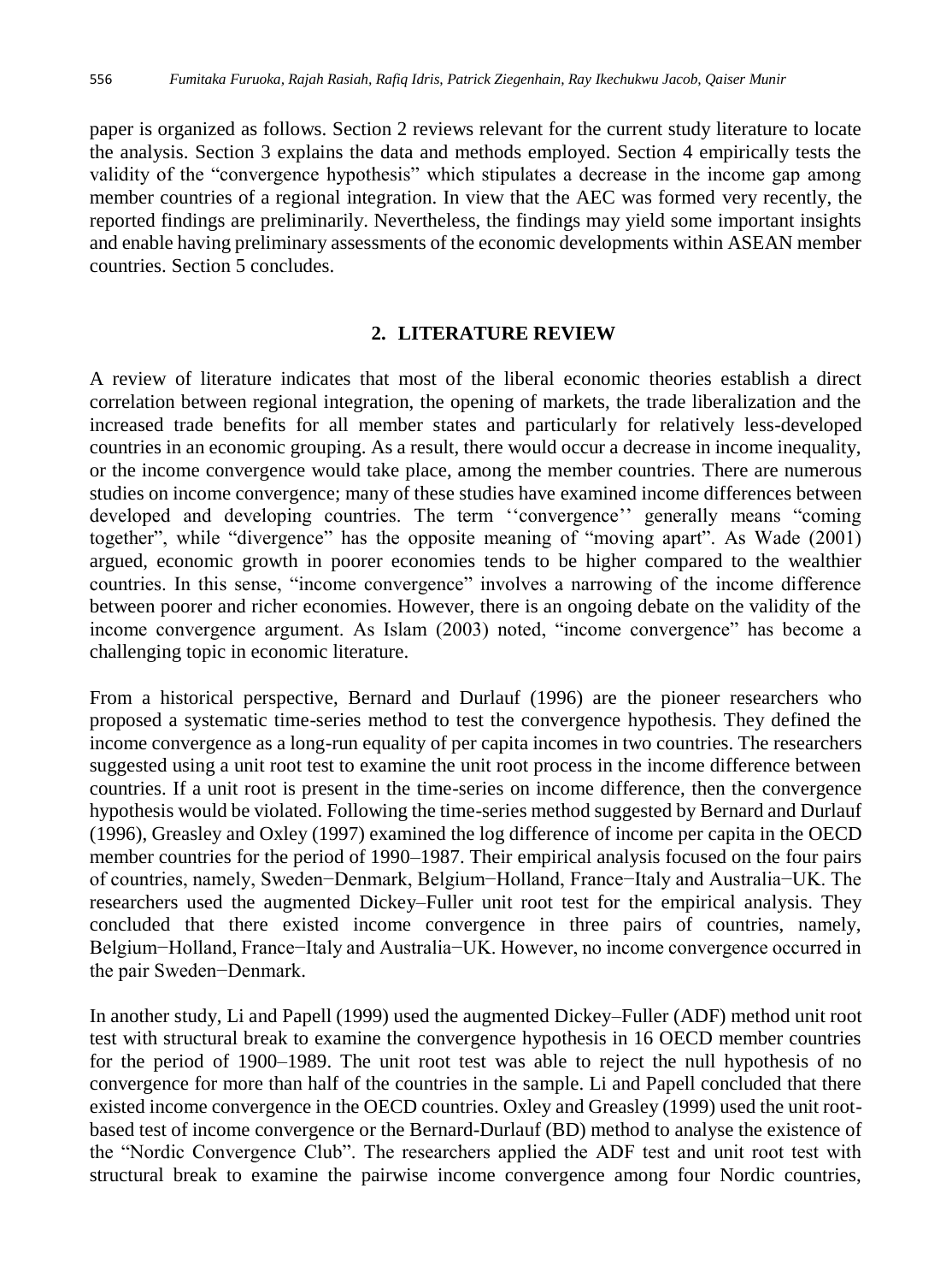paper is organized as follows. Section 2 reviews relevant for the current study literature to locate the analysis. Section 3 explains the data and methods employed. Section 4 empirically tests the validity of the "convergence hypothesis" which stipulates a decrease in the income gap among member countries of a regional integration. In view that the AEC was formed very recently, the reported findings are preliminarily. Nevertheless, the findings may yield some important insights and enable having preliminary assessments of the economic developments within ASEAN member countries. Section 5 concludes.

## 2. LITERATURE REVIEW

A review of literature indicates that most of the liberal economic theories establish a direct correlation between regional integration, the opening of markets, the trade liberalization and the increased trade benefits for all member states and particularly for relatively less-developed countries in an economic grouping. As a result, there would occur a decrease in income inequality, or the income convergence would take place, among the member countries. There are numerous studies on income convergence; many of these studies have examined income differences between developed and developing countries. The term ''convergence'' generally means "coming together", while "divergence" has the opposite meaning of "moving apart". As Wade (2001) argued, economic growth in poorer economies tends to be higher compared to the wealthier countries. In this sense, "income convergence" involves a narrowing of the income difference between poorer and richer economies. However, there is an ongoing debate on the validity of the income convergence argument. As Islam (2003) noted, "income convergence" has become a challenging topic in economic literature.

From a historical perspective, Bernard and Durlauf (1996) are the pioneer researchers who proposed a systematic time-series method to test the convergence hypothesis. They defined the income convergence as a long-run equality of per capita incomes in two countries. The researchers suggested using a unit root test to examine the unit root process in the income difference between countries. If a unit root is present in the time-series on income difference, then the convergence hypothesis would be violated. Following the time-series method suggested by Bernard and Durlauf (1996), Greasley and Oxley (1997) examined the log difference of income per capita in the OECD member countries for the period of 1990–1987. Their empirical analysis focused on the four pairs of countries, namely, Sweden−Denmark, Belgium−Holland, France−Italy and Australia−UK. The researchers used the augmented Dickey–Fuller unit root test for the empirical analysis. They concluded that there existed income convergence in three pairs of countries, namely, Belgium−Holland, France−Italy and Australia−UK. However, no income convergence occurred in the pair Sweden−Denmark.

In another study, Li and Papell (1999) used the augmented Dickey–Fuller (ADF) method unit root test with structural break to examine the convergence hypothesis in 16 OECD member countries for the period of 1900–1989. The unit root test was able to reject the null hypothesis of no convergence for more than half of the countries in the sample. Li and Papell concluded that there existed income convergence in the OECD countries. Oxley and Greasley (1999) used the unit root-based test of income convergence or the Bernard-Durlauf (BD) method to analyse the existence of the "Nordic Convergence Club". The researchers applied the ADF test and unit root test with structural break to examine the pairwise income convergence among four Nordic countries,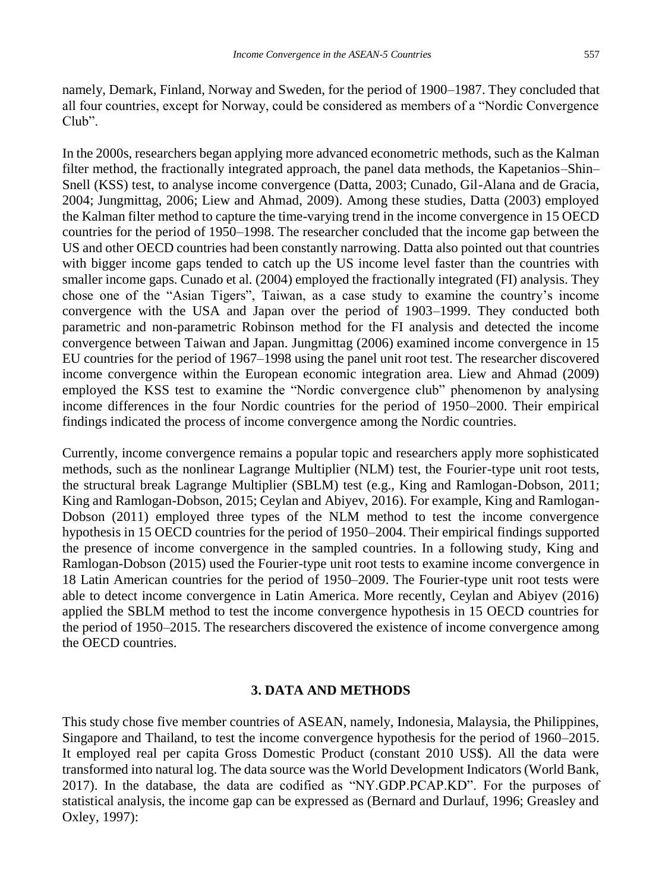namely, Demark, Finland, Norway and Sweden, for the period of 1900–1987. They concluded that all four countries, except for Norway, could be considered as members of a "Nordic Convergence Club".

In the 2000s, researchers began applying more advanced econometric methods, such as the Kalman filter method, the fractionally integrated approach, the panel data methods, the Kapetanios–Shin–Snell (KSS) test, to analyse income convergence (Datta, 2003; Cunado, Gil-Alana and de Gracia, 2004; Jungmittag, 2006; Liew and Ahmad, 2009). Among these studies, Datta (2003) employed the Kalman filter method to capture the time-varying trend in the income convergence in 15 OECD countries for the period of 1950–1998. The researcher concluded that the income gap between the US and other OECD countries had been constantly narrowing. Datta also pointed out that countries with bigger income gaps tended to catch up the US income level faster than the countries with smaller income gaps. Cunado et al. (2004) employed the fractionally integrated (FI) analysis. They chose one of the "Asian Tigers", Taiwan, as a case study to examine the country's income convergence with the USA and Japan over the period of 1903–1999. They conducted both parametric and non-parametric Robinson method for the FI analysis and detected the income convergence between Taiwan and Japan. Jungmittag (2006) examined income convergence in 15 EU countries for the period of 1967–1998 using the panel unit root test. The researcher discovered income convergence within the European economic integration area. Liew and Ahmad (2009) employed the KSS test to examine the "Nordic convergence club" phenomenon by analysing income differences in the four Nordic countries for the period of 1950–2000. Their empirical findings indicated the process of income convergence among the Nordic countries.

Currently, income convergence remains a popular topic and researchers apply more sophisticated methods, such as the nonlinear Lagrange Multiplier (NLM) test, the Fourier-type unit root tests, the structural break Lagrange Multiplier (SBLM) test (e.g., King and Ramlogan-Dobson, 2011; King and Ramlogan-Dobson, 2015; Ceylan and Abiyev, 2016). For example, King and Ramlogan-Dobson (2011) employed three types of the NLM method to test the income convergence hypothesis in 15 OECD countries for the period of 1950–2004. Their empirical findings supported the presence of income convergence in the sampled countries. In a following study, King and Ramlogan-Dobson (2015) used the Fourier-type unit root tests to examine income convergence in 18 Latin American countries for the period of 1950–2009. The Fourier-type unit root tests were able to detect income convergence in Latin America. More recently, Ceylan and Abiyev (2016) applied the SBLM method to test the income convergence hypothesis in 15 OECD countries for the period of 1950–2015. The researchers discovered the existence of income convergence among the OECD countries.

## 3. DATA AND METHODS

This study chose five member countries of ASEAN, namely, Indonesia, Malaysia, the Philippines, Singapore and Thailand, to test the income convergence hypothesis for the period of 1960–2015. It employed real per capita Gross Domestic Product (constant 2010 US$). All the data were transformed into natural log. The data source was the World Development Indicators (World Bank, 2017). In the database, the data are codified as "NY.GDP.PCAP.KD". For the purposes of statistical analysis, the income gap can be expressed as (Bernard and Durlauf, 1996; Greasley and Oxley, 1997):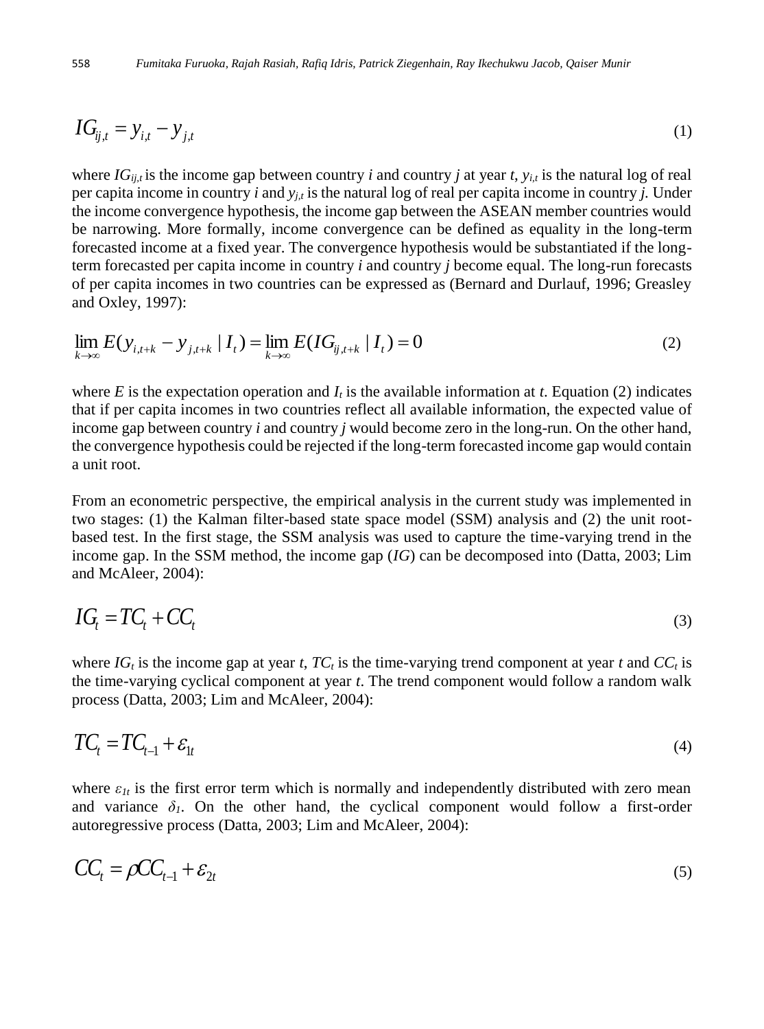$$IG_{ij,t} = y_{i,t} - y_{j,t} \tag{1}$$

where $IG_{ij,t}$ is the income gap between country *i* and country *j* at year *t*, $y_{i,t}$ is the natural log of real per capita income in country *i* and $y_{j,t}$ is the natural log of real per capita income in country *j.* Under the income convergence hypothesis, the income gap between the ASEAN member countries would be narrowing. More formally, income convergence can be defined as equality in the long-term forecasted income at a fixed year. The convergence hypothesis would be substantiated if the long-term forecasted per capita income in country *i* and country *j* become equal. The long-run forecasts of per capita incomes in two countries can be expressed as (Bernard and Durlauf, 1996; Greasley and Oxley, 1997):

$$\lim_{k \to \infty} E(y_{i,t+k} - y_{j,t+k} \mid I_t) = \lim_{k \to \infty} E(IG_{ij,t+k} \mid I_t) = 0 \tag{2}$$

where *E* is the expectation operation and $I_t$ is the available information at *t*. Equation (2) indicates that if per capita incomes in two countries reflect all available information, the expected value of income gap between country *i* and country *j* would become zero in the long-run. On the other hand, the convergence hypothesis could be rejected if the long-term forecasted income gap would contain a unit root.

From an econometric perspective, the empirical analysis in the current study was implemented in two stages: (1) the Kalman filter-based state space model (SSM) analysis and (2) the unit root-based test. In the first stage, the SSM analysis was used to capture the time-varying trend in the income gap. In the SSM method, the income gap (*IG*) can be decomposed into (Datta, 2003; Lim and McAleer, 2004):

$$IG_t = TC_t + CC_t \tag{3}$$

where $IG_t$ is the income gap at year *t*, $TC_t$ is the time-varying trend component at year *t* and $CC_t$ is the time-varying cyclical component at year *t*. The trend component would follow a random walk process (Datta, 2003; Lim and McAleer, 2004):

$$TC_t = TC_{t-1} + \varepsilon_{1t} \tag{4}$$

where $\varepsilon_{1t}$ is the first error term which is normally and independently distributed with zero mean and variance $\delta_1$. On the other hand, the cyclical component would follow a first-order autoregressive process (Datta, 2003; Lim and McAleer, 2004):

$$CC_t = \rho CC_{t-1} + \varepsilon_{2t} \tag{5}$$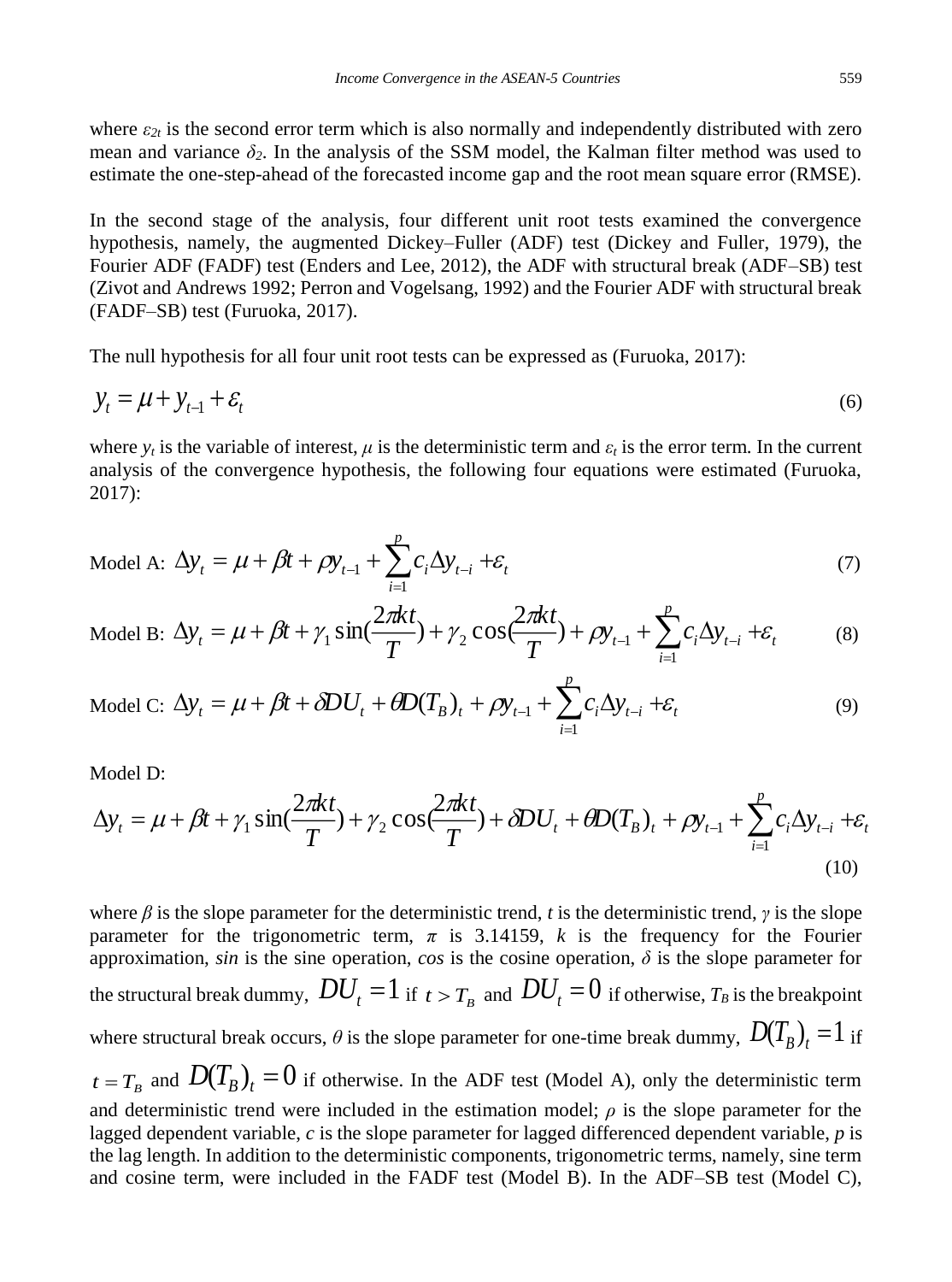where $\varepsilon_{2t}$ is the second error term which is also normally and independently distributed with zero mean and variance $\delta_2$. In the analysis of the SSM model, the Kalman filter method was used to estimate the one-step-ahead of the forecasted income gap and the root mean square error (RMSE).

In the second stage of the analysis, four different unit root tests examined the convergence hypothesis, namely, the augmented Dickey–Fuller (ADF) test (Dickey and Fuller, 1979), the Fourier ADF (FADF) test (Enders and Lee, 2012), the ADF with structural break (ADF–SB) test (Zivot and Andrews 1992; Perron and Vogelsang, 1992) and the Fourier ADF with structural break (FADF–SB) test (Furuoka, 2017).

The null hypothesis for all four unit root tests can be expressed as (Furuoka, 2017):

$$y_t = \mu + y_{t-1} + \varepsilon_t \tag{6}$$

where $y_t$ is the variable of interest, $\mu$ is the deterministic term and $\varepsilon_t$ is the error term. In the current analysis of the convergence hypothesis, the following four equations were estimated (Furuoka, 2017):

Model A: $$\Delta y_t = \mu + \beta t + \rho y_{t-1} + \sum_{i=1}^{p} c_i \Delta y_{t-i} + \varepsilon_t \tag{7}$$

Model B: $$\Delta y_t = \mu + \beta t + \gamma_1 \sin\left(\frac{2\pi k t}{T}\right) + \gamma_2 \cos\left(\frac{2\pi k t}{T}\right) + \rho y_{t-1} + \sum_{i=1}^{p} c_i \Delta y_{t-i} + \varepsilon_t \tag{8}$$

Model C: $$\Delta y_t = \mu + \beta t + \delta DU_t + \theta D(T_B)_t + \rho y_{t-1} + \sum_{i=1}^{p} c_i \Delta y_{t-i} + \varepsilon_t \tag{9}$$

Model D:

$$\Delta y_t = \mu + \beta t + \gamma_1 \sin\left(\frac{2\pi k t}{T}\right) + \gamma_2 \cos\left(\frac{2\pi k t}{T}\right) + \delta DU_t + \theta D(T_B)_t + \rho y_{t-1} + \sum_{i=1}^{p} c_i \Delta y_{t-i} + \varepsilon_t \tag{10}$$

where $\beta$ is the slope parameter for the deterministic trend, $t$ is the deterministic trend, $\gamma$ is the slope parameter for the trigonometric term, $\pi$ is 3.14159, $k$ is the frequency for the Fourier approximation, *sin* is the sine operation, *cos* is the cosine operation, $\delta$ is the slope parameter for the structural break dummy, $DU_t = 1$ if $t > T_B$ and $DU_t = 0$ if otherwise, $T_B$ is the breakpoint where structural break occurs, $\theta$ is the slope parameter for one-time break dummy, $D(T_B)_t = 1$ if $t = T_B$ and $D(T_B)_t = 0$ if otherwise. In the ADF test (Model A), only the deterministic term and deterministic trend were included in the estimation model; $\rho$ is the slope parameter for the lagged dependent variable, $c$ is the slope parameter for lagged differenced dependent variable, $p$ is the lag length. In addition to the deterministic components, trigonometric terms, namely, sine term and cosine term, were included in the FADF test (Model B). In the ADF–SB test (Model C),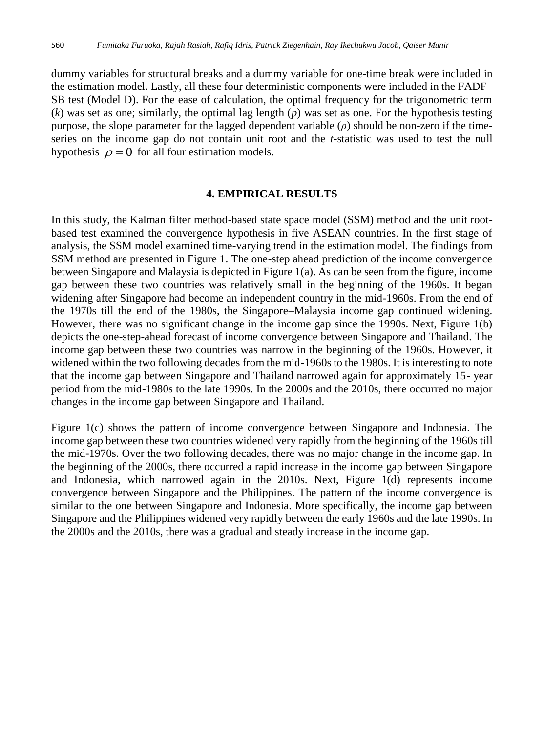dummy variables for structural breaks and a dummy variable for one-time break were included in the estimation model. Lastly, all these four deterministic components were included in the FADF–SB test (Model D). For the ease of calculation, the optimal frequency for the trigonometric term ($k$) was set as one; similarly, the optimal lag length ($p$) was set as one. For the hypothesis testing purpose, the slope parameter for the lagged dependent variable ($\rho$) should be non-zero if the time-series on the income gap do not contain unit root and the *t*-statistic was used to test the null hypothesis $\rho = 0$ for all four estimation models.

## 4. EMPIRICAL RESULTS

In this study, the Kalman filter method-based state space model (SSM) method and the unit root-based test examined the convergence hypothesis in five ASEAN countries. In the first stage of analysis, the SSM model examined time-varying trend in the estimation model. The findings from SSM method are presented in Figure 1. The one-step ahead prediction of the income convergence between Singapore and Malaysia is depicted in Figure 1(a). As can be seen from the figure, income gap between these two countries was relatively small in the beginning of the 1960s. It began widening after Singapore had become an independent country in the mid-1960s. From the end of the 1970s till the end of the 1980s, the Singapore–Malaysia income gap continued widening. However, there was no significant change in the income gap since the 1990s. Next, Figure 1(b) depicts the one-step-ahead forecast of income convergence between Singapore and Thailand. The income gap between these two countries was narrow in the beginning of the 1960s. However, it widened within the two following decades from the mid-1960s to the 1980s. It is interesting to note that the income gap between Singapore and Thailand narrowed again for approximately 15- year period from the mid-1980s to the late 1990s. In the 2000s and the 2010s, there occurred no major changes in the income gap between Singapore and Thailand.

Figure 1(c) shows the pattern of income convergence between Singapore and Indonesia. The income gap between these two countries widened very rapidly from the beginning of the 1960s till the mid-1970s. Over the two following decades, there was no major change in the income gap. In the beginning of the 2000s, there occurred a rapid increase in the income gap between Singapore and Indonesia, which narrowed again in the 2010s. Next, Figure 1(d) represents income convergence between Singapore and the Philippines. The pattern of the income convergence is similar to the one between Singapore and Indonesia. More specifically, the income gap between Singapore and the Philippines widened very rapidly between the early 1960s and the late 1990s. In the 2000s and the 2010s, there was a gradual and steady increase in the income gap.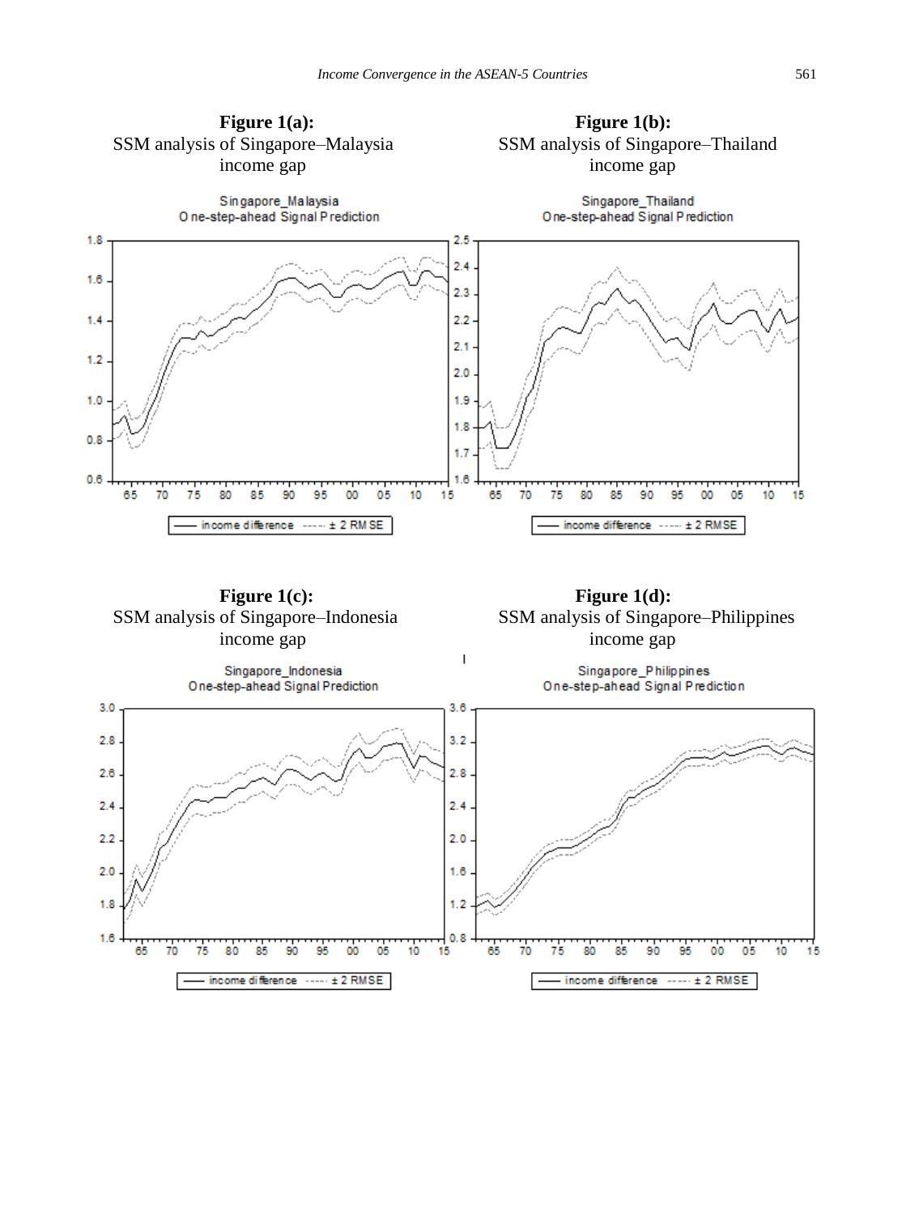**Figure 1(a):**
SSM analysis of Singapore–Malaysia income gap

**Figure 1(b):**
SSM analysis of Singapore–Thailand income gap

**Figure 1(c):**
SSM analysis of Singapore–Indonesia income gap

**Figure 1(d):**
SSM analysis of Singapore–Philippines income gap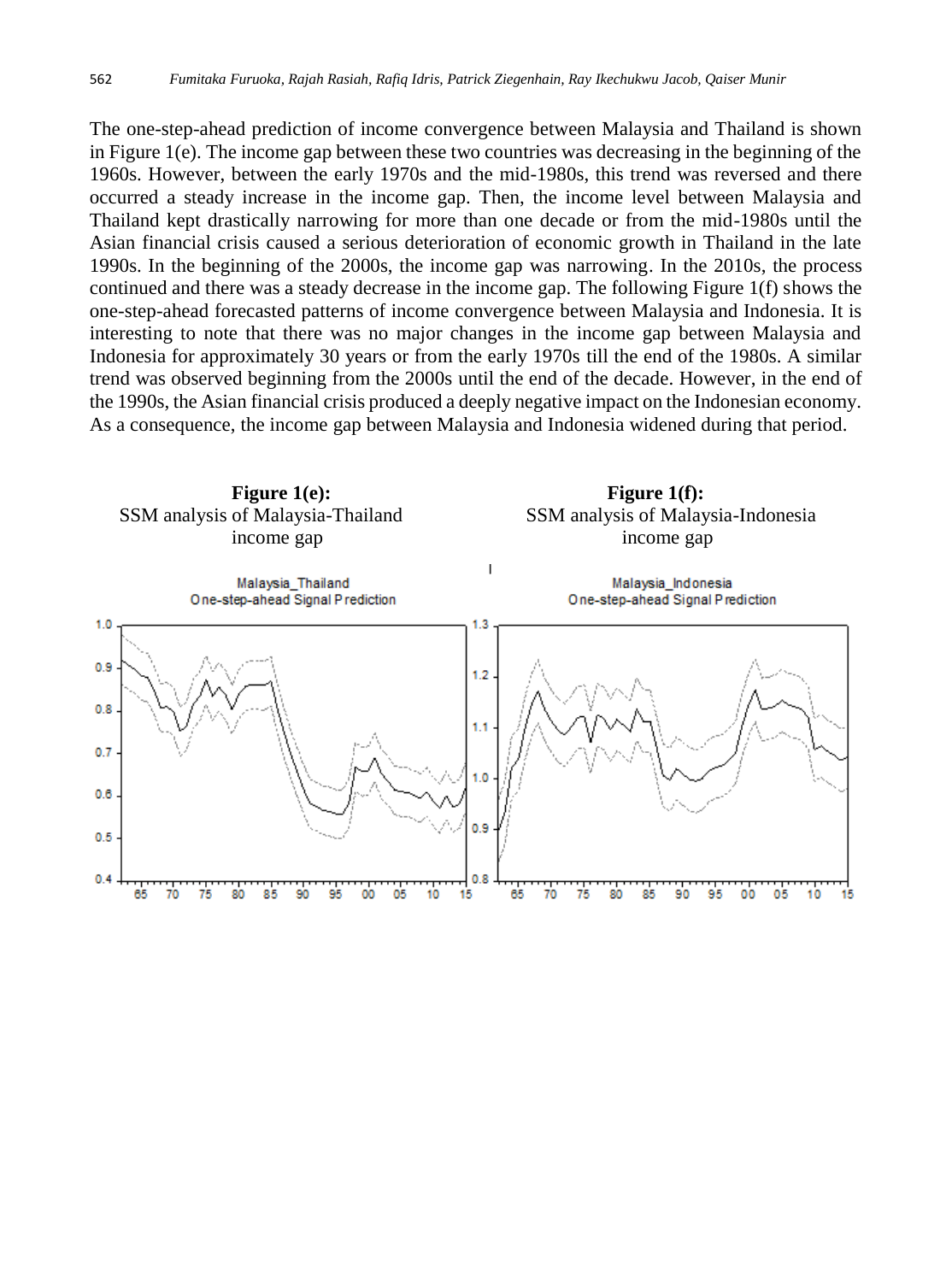The one-step-ahead prediction of income convergence between Malaysia and Thailand is shown in Figure 1(e). The income gap between these two countries was decreasing in the beginning of the 1960s. However, between the early 1970s and the mid-1980s, this trend was reversed and there occurred a steady increase in the income gap. Then, the income level between Malaysia and Thailand kept drastically narrowing for more than one decade or from the mid-1980s until the Asian financial crisis caused a serious deterioration of economic growth in Thailand in the late 1990s. In the beginning of the 2000s, the income gap was narrowing. In the 2010s, the process continued and there was a steady decrease in the income gap. The following Figure 1(f) shows the one-step-ahead forecasted patterns of income convergence between Malaysia and Indonesia. It is interesting to note that there was no major changes in the income gap between Malaysia and Indonesia for approximately 30 years or from the early 1970s till the end of the 1980s. A similar trend was observed beginning from the 2000s until the end of the decade. However, in the end of the 1990s, the Asian financial crisis produced a deeply negative impact on the Indonesian economy. As a consequence, the income gap between Malaysia and Indonesia widened during that period.

**Figure 1(e):**
SSM analysis of Malaysia-Thailand income gap

**Figure 1(f):**
SSM analysis of Malaysia-Indonesia income gap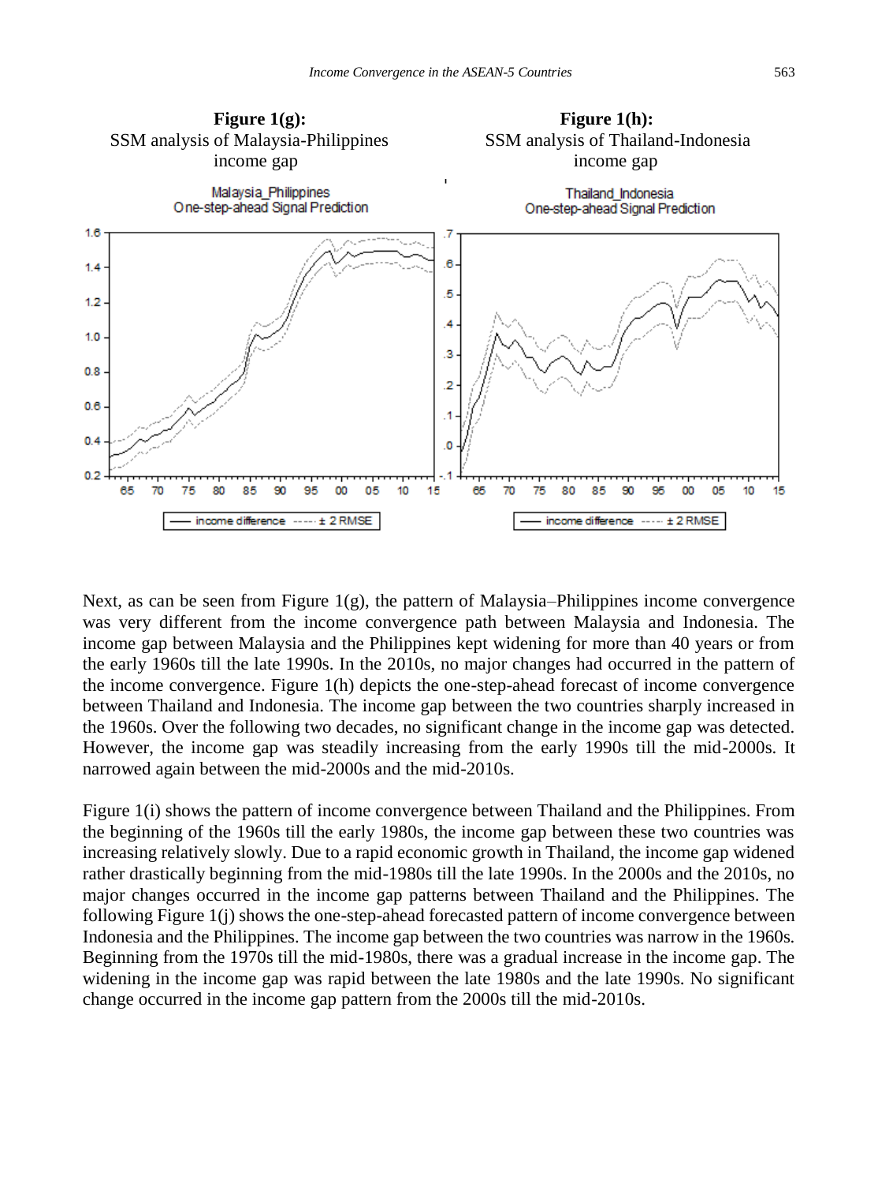**Figure 1(g):**
SSM analysis of Malaysia-Philippines income gap

**Figure 1(h):**
SSM analysis of Thailand-Indonesia income gap

Next, as can be seen from Figure 1(g), the pattern of Malaysia–Philippines income convergence was very different from the income convergence path between Malaysia and Indonesia. The income gap between Malaysia and the Philippines kept widening for more than 40 years or from the early 1960s till the late 1990s. In the 2010s, no major changes had occurred in the pattern of the income convergence. Figure 1(h) depicts the one-step-ahead forecast of income convergence between Thailand and Indonesia. The income gap between the two countries sharply increased in the 1960s. Over the following two decades, no significant change in the income gap was detected. However, the income gap was steadily increasing from the early 1990s till the mid-2000s. It narrowed again between the mid-2000s and the mid-2010s.

Figure 1(i) shows the pattern of income convergence between Thailand and the Philippines. From the beginning of the 1960s till the early 1980s, the income gap between these two countries was increasing relatively slowly. Due to a rapid economic growth in Thailand, the income gap widened rather drastically beginning from the mid-1980s till the late 1990s. In the 2000s and the 2010s, no major changes occurred in the income gap patterns between Thailand and the Philippines. The following Figure 1(j) shows the one-step-ahead forecasted pattern of income convergence between Indonesia and the Philippines. The income gap between the two countries was narrow in the 1960s. Beginning from the 1970s till the mid-1980s, there was a gradual increase in the income gap. The widening in the income gap was rapid between the late 1980s and the late 1990s. No significant change occurred in the income gap pattern from the 2000s till the mid-2010s.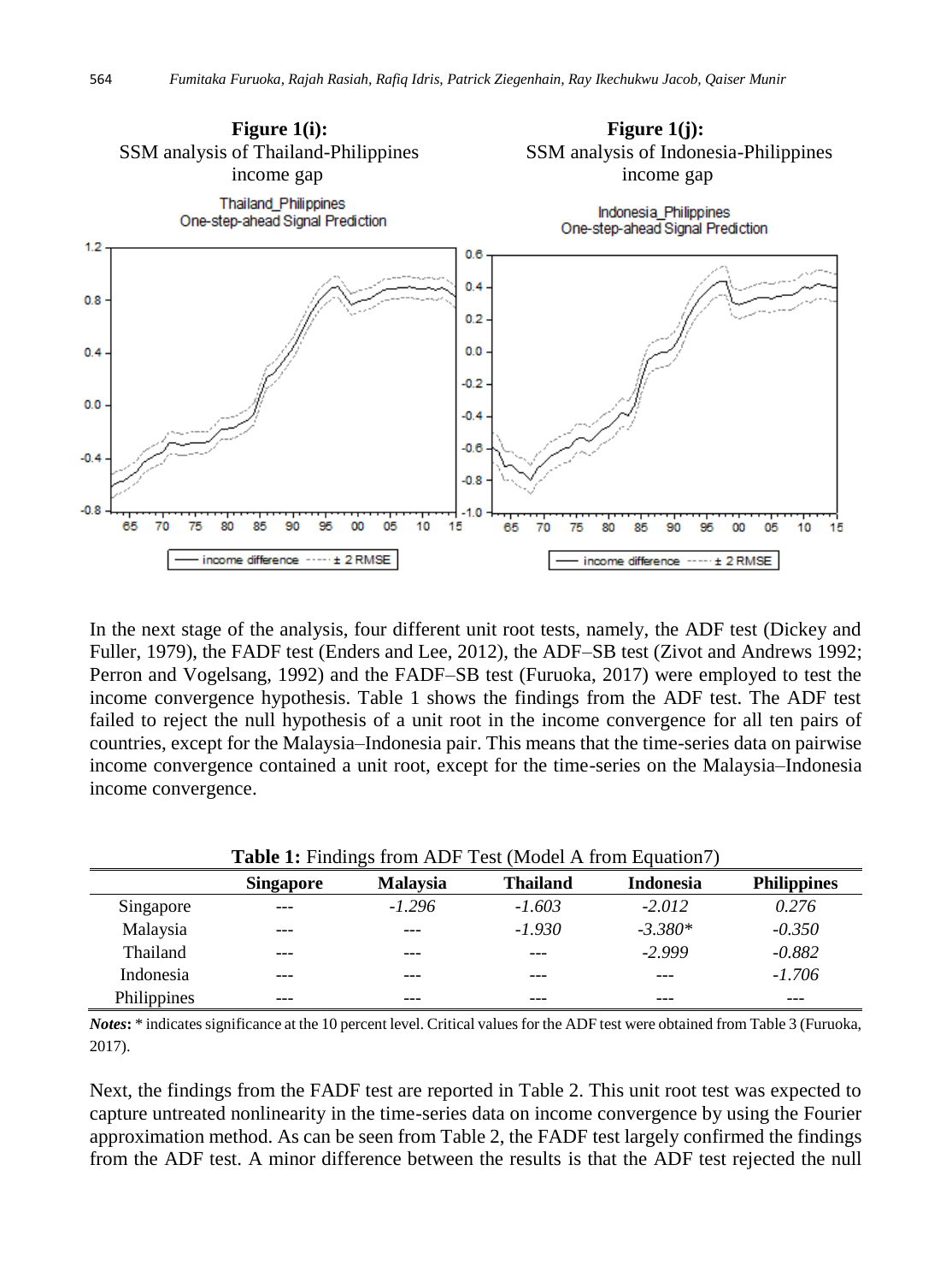**Figure 1(i):** SSM analysis of Thailand-Philippines income gap

**Figure 1(j):** SSM analysis of Indonesia-Philippines income gap

In the next stage of the analysis, four different unit root tests, namely, the ADF test (Dickey and Fuller, 1979), the FADF test (Enders and Lee, 2012), the ADF–SB test (Zivot and Andrews 1992; Perron and Vogelsang, 1992) and the FADF–SB test (Furuoka, 2017) were employed to test the income convergence hypothesis. Table 1 shows the findings from the ADF test. The ADF test failed to reject the null hypothesis of a unit root in the income convergence for all ten pairs of countries, except for the Malaysia–Indonesia pair. This means that the time-series data on pairwise income convergence contained a unit root, except for the time-series on the Malaysia–Indonesia income convergence.

**Table 1:** Findings from ADF Test (Model A from Equation7)

| | Singapore | Malaysia | Thailand | Indonesia | Philippines |
|---|---|---|---|---|---|
| Singapore | --- | *-1.296* | *-1.603* | *-2.012* | *0.276* |
| Malaysia | --- | --- | *-1.930* | *-3.380** | *-0.350* |
| Thailand | --- | --- | --- | *-2.999* | *-0.882* |
| Indonesia | --- | --- | --- | --- | *-1.706* |
| Philippines | --- | --- | --- | --- | --- |

***Notes*:** * indicates significance at the 10 percent level. Critical values for the ADF test were obtained from Table 3 (Furuoka, 2017).

Next, the findings from the FADF test are reported in Table 2. This unit root test was expected to capture untreated nonlinearity in the time-series data on income convergence by using the Fourier approximation method. As can be seen from Table 2, the FADF test largely confirmed the findings from the ADF test. A minor difference between the results is that the ADF test rejected the null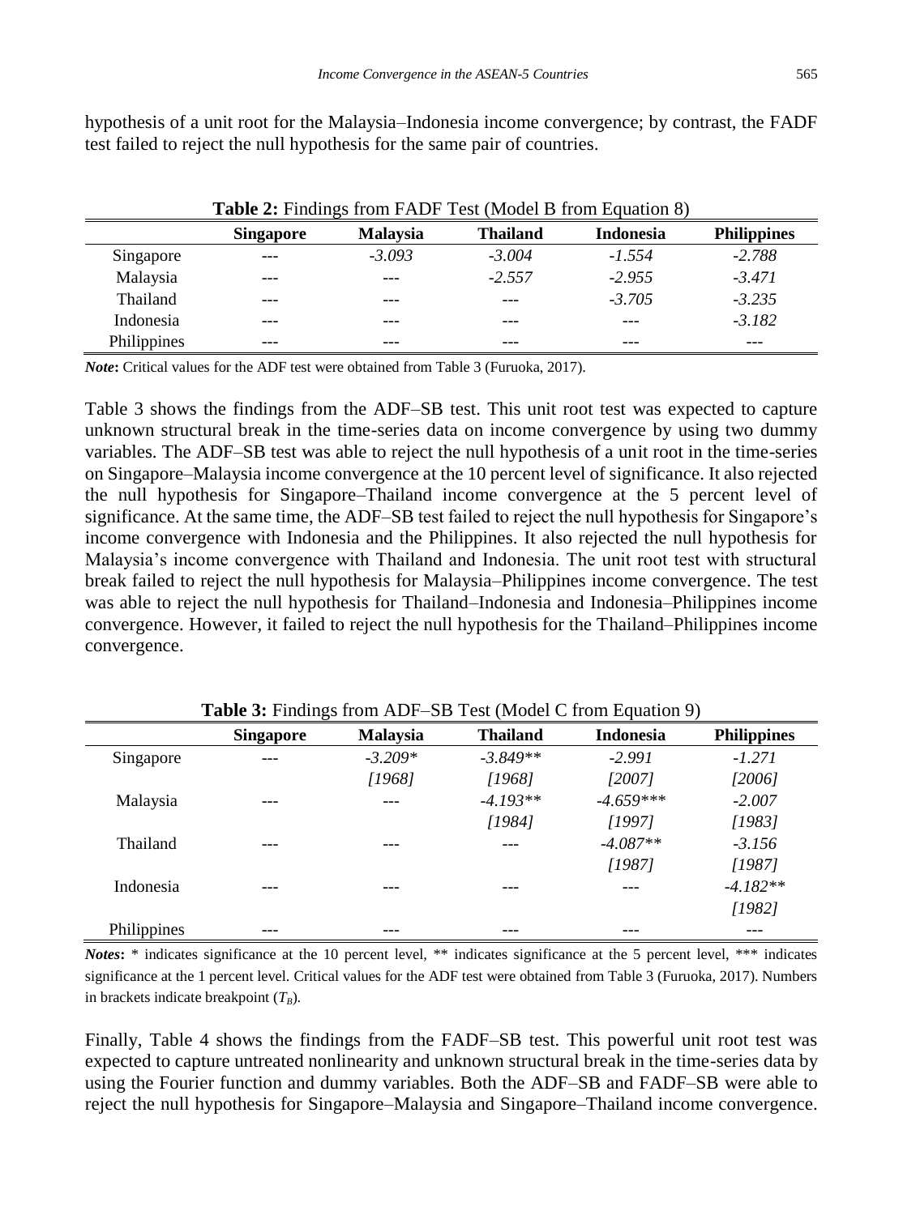hypothesis of a unit root for the Malaysia–Indonesia income convergence; by contrast, the FADF test failed to reject the null hypothesis for the same pair of countries.

**Table 2:** Findings from FADF Test (Model B from Equation 8)

| | Singapore | Malaysia | Thailand | Indonesia | Philippines |
|---|---|---|---|---|---|
| Singapore | --- | *-3.093* | *-3.004* | *-1.554* | *-2.788* |
| Malaysia | --- | --- | *-2.557* | *-2.955* | *-3.471* |
| Thailand | --- | --- | --- | *-3.705* | *-3.235* |
| Indonesia | --- | --- | --- | --- | *-3.182* |
| Philippines | --- | --- | --- | --- | --- |

***Note*:** Critical values for the ADF test were obtained from Table 3 (Furuoka, 2017).

Table 3 shows the findings from the ADF–SB test. This unit root test was expected to capture unknown structural break in the time-series data on income convergence by using two dummy variables. The ADF–SB test was able to reject the null hypothesis of a unit root in the time-series on Singapore–Malaysia income convergence at the 10 percent level of significance. It also rejected the null hypothesis for Singapore–Thailand income convergence at the 5 percent level of significance. At the same time, the ADF–SB test failed to reject the null hypothesis for Singapore's income convergence with Indonesia and the Philippines. It also rejected the null hypothesis for Malaysia's income convergence with Thailand and Indonesia. The unit root test with structural break failed to reject the null hypothesis for Malaysia–Philippines income convergence. The test was able to reject the null hypothesis for Thailand–Indonesia and Indonesia–Philippines income convergence. However, it failed to reject the null hypothesis for the Thailand–Philippines income convergence.

**Table 3:** Findings from ADF–SB Test (Model C from Equation 9)

| | Singapore | Malaysia | Thailand | Indonesia | Philippines |
|---|---|---|---|---|---|
| Singapore | --- | *-3.209\** | *-3.849\*\** | *-2.991* | *-1.271* |
| | | *[1968]* | *[1968]* | *[2007]* | *[2006]* |
| Malaysia | --- | --- | *-4.193\*\** | *-4.659\*\*\** | *-2.007* |
| | | | *[1984]* | *[1997]* | *[1983]* |
| Thailand | --- | --- | --- | *-4.087\*\** | *-3.156* |
| | | | | *[1987]* | *[1987]* |
| Indonesia | --- | --- | --- | --- | *-4.182\*\** |
| | | | | | *[1982]* |
| Philippines | --- | --- | --- | --- | --- |

***Notes*:** * indicates significance at the 10 percent level, ** indicates significance at the 5 percent level, *** indicates significance at the 1 percent level. Critical values for the ADF test were obtained from Table 3 (Furuoka, 2017). Numbers in brackets indicate breakpoint ($T_B$).

Finally, Table 4 shows the findings from the FADF–SB test. This powerful unit root test was expected to capture untreated nonlinearity and unknown structural break in the time-series data by using the Fourier function and dummy variables. Both the ADF–SB and FADF–SB were able to reject the null hypothesis for Singapore–Malaysia and Singapore–Thailand income convergence.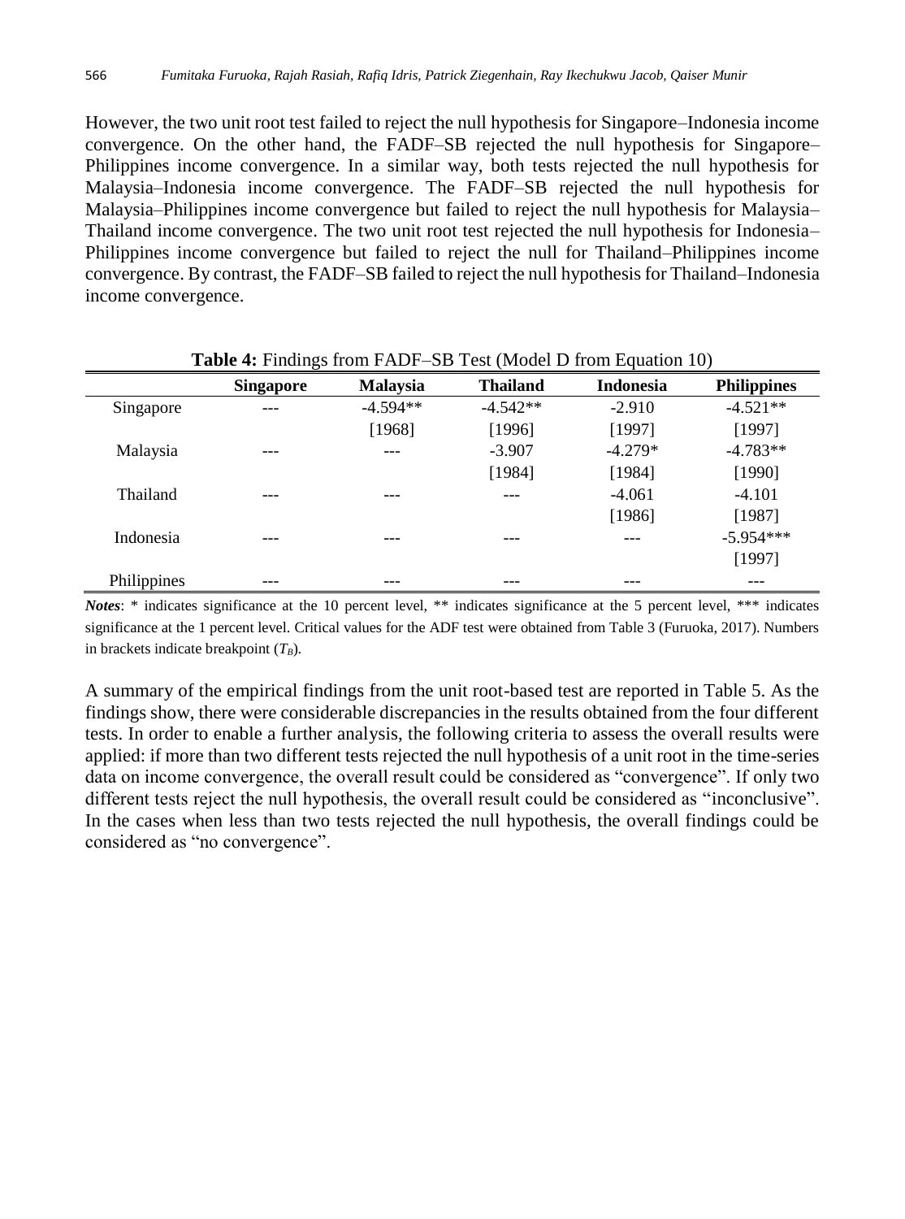However, the two unit root test failed to reject the null hypothesis for Singapore–Indonesia income convergence. On the other hand, the FADF–SB rejected the null hypothesis for Singapore–Philippines income convergence. In a similar way, both tests rejected the null hypothesis for Malaysia–Indonesia income convergence. The FADF–SB rejected the null hypothesis for Malaysia–Philippines income convergence but failed to reject the null hypothesis for Malaysia–Thailand income convergence. The two unit root test rejected the null hypothesis for Indonesia–Philippines income convergence but failed to reject the null for Thailand–Philippines income convergence. By contrast, the FADF–SB failed to reject the null hypothesis for Thailand–Indonesia income convergence.

**Table 4:** Findings from FADF–SB Test (Model D from Equation 10)

| | Singapore | Malaysia | Thailand | Indonesia | Philippines |
|---|---|---|---|---|---|
| Singapore | --- | -4.594** | -4.542** | -2.910 | -4.521** |
| | | [1968] | [1996] | [1997] | [1997] |
| Malaysia | --- | --- | -3.907 | -4.279* | -4.783** |
| | | | [1984] | [1984] | [1990] |
| Thailand | --- | --- | --- | -4.061 | -4.101 |
| | | | | [1986] | [1987] |
| Indonesia | --- | --- | --- | --- | -5.954*** |
| | | | | | [1997] |
| Philippines | --- | --- | --- | --- | --- |

***Notes***: * indicates significance at the 10 percent level, ** indicates significance at the 5 percent level, *** indicates significance at the 1 percent level. Critical values for the ADF test were obtained from Table 3 (Furuoka, 2017). Numbers in brackets indicate breakpoint ($T_B$).

A summary of the empirical findings from the unit root-based test are reported in Table 5. As the findings show, there were considerable discrepancies in the results obtained from the four different tests. In order to enable a further analysis, the following criteria to assess the overall results were applied: if more than two different tests rejected the null hypothesis of a unit root in the time-series data on income convergence, the overall result could be considered as "convergence". If only two different tests reject the null hypothesis, the overall result could be considered as "inconclusive". In the cases when less than two tests rejected the null hypothesis, the overall findings could be considered as "no convergence".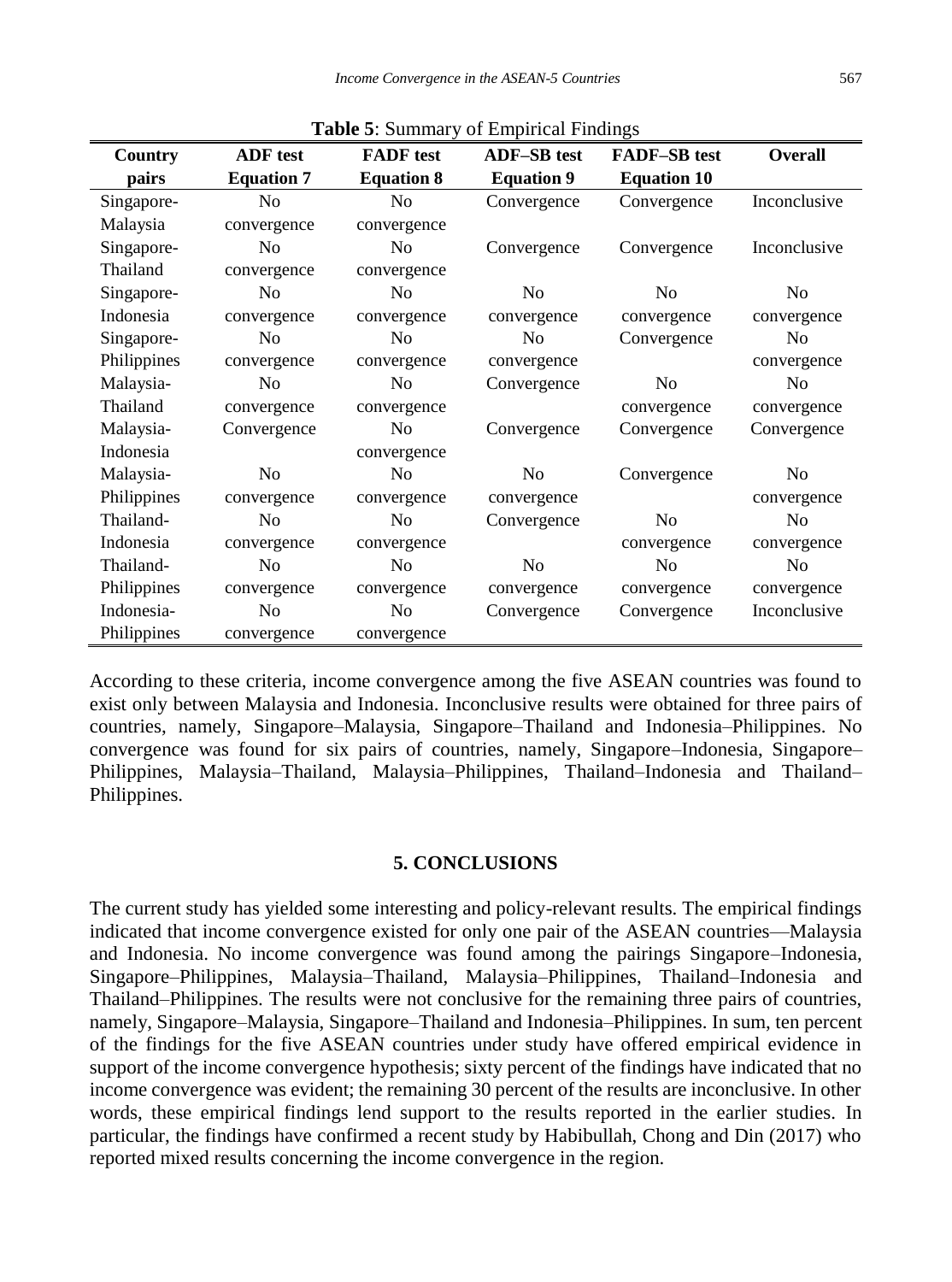**Table 5**: Summary of Empirical Findings

| Country pairs | ADF test Equation 7 | FADF test Equation 8 | ADF–SB test Equation 9 | FADF–SB test Equation 10 | Overall |
|---|---|---|---|---|---|
| Singapore-Malaysia | No convergence | No convergence | Convergence | Convergence | Inconclusive |
| Singapore-Thailand | No convergence | No convergence | Convergence | Convergence | Inconclusive |
| Singapore-Indonesia | No convergence | No convergence | No convergence | No convergence | No convergence |
| Singapore-Philippines | No convergence | No convergence | No convergence | Convergence | No convergence |
| Malaysia-Thailand | No convergence | No convergence | Convergence | No convergence | No convergence |
| Malaysia-Indonesia | Convergence | No convergence | Convergence | Convergence | Convergence |
| Malaysia-Philippines | No convergence | No convergence | No convergence | Convergence | No convergence |
| Thailand-Indonesia | No convergence | No convergence | Convergence | No convergence | No convergence |
| Thailand-Philippines | No convergence | No convergence | No convergence | No convergence | No convergence |
| Indonesia-Philippines | No convergence | No convergence | Convergence | Convergence | Inconclusive |

According to these criteria, income convergence among the five ASEAN countries was found to exist only between Malaysia and Indonesia. Inconclusive results were obtained for three pairs of countries, namely, Singapore–Malaysia, Singapore–Thailand and Indonesia–Philippines. No convergence was found for six pairs of countries, namely, Singapore–Indonesia, Singapore–Philippines, Malaysia–Thailand, Malaysia–Philippines, Thailand–Indonesia and Thailand–Philippines.

## 5. CONCLUSIONS

The current study has yielded some interesting and policy-relevant results. The empirical findings indicated that income convergence existed for only one pair of the ASEAN countries—Malaysia and Indonesia. No income convergence was found among the pairings Singapore–Indonesia, Singapore–Philippines, Malaysia–Thailand, Malaysia–Philippines, Thailand–Indonesia and Thailand–Philippines. The results were not conclusive for the remaining three pairs of countries, namely, Singapore–Malaysia, Singapore–Thailand and Indonesia–Philippines. In sum, ten percent of the findings for the five ASEAN countries under study have offered empirical evidence in support of the income convergence hypothesis; sixty percent of the findings have indicated that no income convergence was evident; the remaining 30 percent of the results are inconclusive. In other words, these empirical findings lend support to the results reported in the earlier studies. In particular, the findings have confirmed a recent study by Habibullah, Chong and Din (2017) who reported mixed results concerning the income convergence in the region.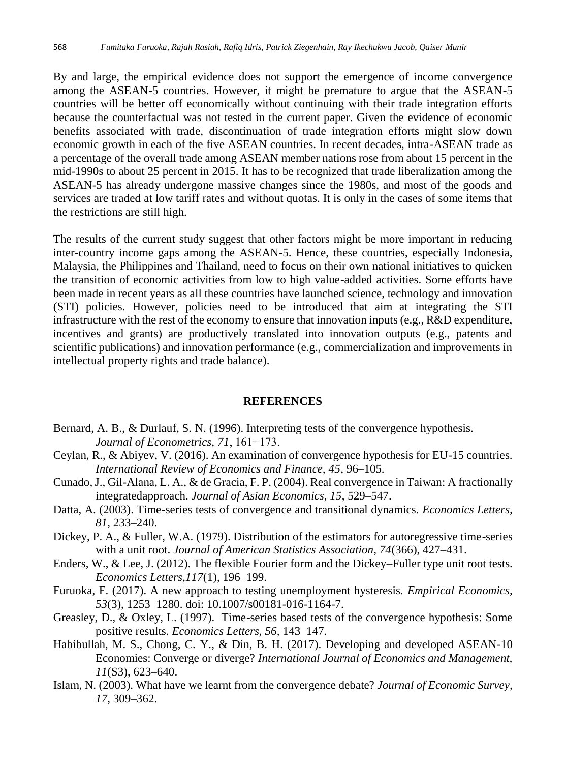By and large, the empirical evidence does not support the emergence of income convergence among the ASEAN-5 countries. However, it might be premature to argue that the ASEAN-5 countries will be better off economically without continuing with their trade integration efforts because the counterfactual was not tested in the current paper. Given the evidence of economic benefits associated with trade, discontinuation of trade integration efforts might slow down economic growth in each of the five ASEAN countries. In recent decades, intra-ASEAN trade as a percentage of the overall trade among ASEAN member nations rose from about 15 percent in the mid-1990s to about 25 percent in 2015. It has to be recognized that trade liberalization among the ASEAN-5 has already undergone massive changes since the 1980s, and most of the goods and services are traded at low tariff rates and without quotas. It is only in the cases of some items that the restrictions are still high.

The results of the current study suggest that other factors might be more important in reducing inter-country income gaps among the ASEAN-5. Hence, these countries, especially Indonesia, Malaysia, the Philippines and Thailand, need to focus on their own national initiatives to quicken the transition of economic activities from low to high value-added activities. Some efforts have been made in recent years as all these countries have launched science, technology and innovation (STI) policies. However, policies need to be introduced that aim at integrating the STI infrastructure with the rest of the economy to ensure that innovation inputs (e.g., R&D expenditure, incentives and grants) are productively translated into innovation outputs (e.g., patents and scientific publications) and innovation performance (e.g., commercialization and improvements in intellectual property rights and trade balance).

## REFERENCES

Bernard, A. B., & Durlauf, S. N. (1996). Interpreting tests of the convergence hypothesis. *Journal of Econometrics, 71*, 161−173.

Ceylan, R., & Abiyev, V. (2016). An examination of convergence hypothesis for EU-15 countries. *International Review of Economics and Finance, 45*, 96–105.

Cunado, J., Gil-Alana, L. A., & de Gracia, F. P. (2004). Real convergence in Taiwan: A fractionally integratedapproach. *Journal of Asian Economics, 15*, 529–547.

Datta, A. (2003). Time-series tests of convergence and transitional dynamics. *Economics Letters, 81*, 233–240.

Dickey, P. A., & Fuller, W.A. (1979). Distribution of the estimators for autoregressive time-series with a unit root. *Journal of American Statistics Association, 74*(366), 427–431.

Enders, W., & Lee, J. (2012). The flexible Fourier form and the Dickey–Fuller type unit root tests. *Economics Letters,117*(1), 196–199.

Furuoka, F. (2017). A new approach to testing unemployment hysteresis. *Empirical Economics, 53*(3), 1253–1280. doi: 10.1007/s00181-016-1164-7.

Greasley, D., & Oxley, L. (1997). Time-series based tests of the convergence hypothesis: Some positive results. *Economics Letters, 56*, 143–147.

Habibullah, M. S., Chong, C. Y., & Din, B. H. (2017). Developing and developed ASEAN-10 Economies: Converge or diverge? *International Journal of Economics and Management, 11*(S3), 623–640.

Islam, N. (2003). What have we learnt from the convergence debate? *Journal of Economic Survey, 17*, 309–362.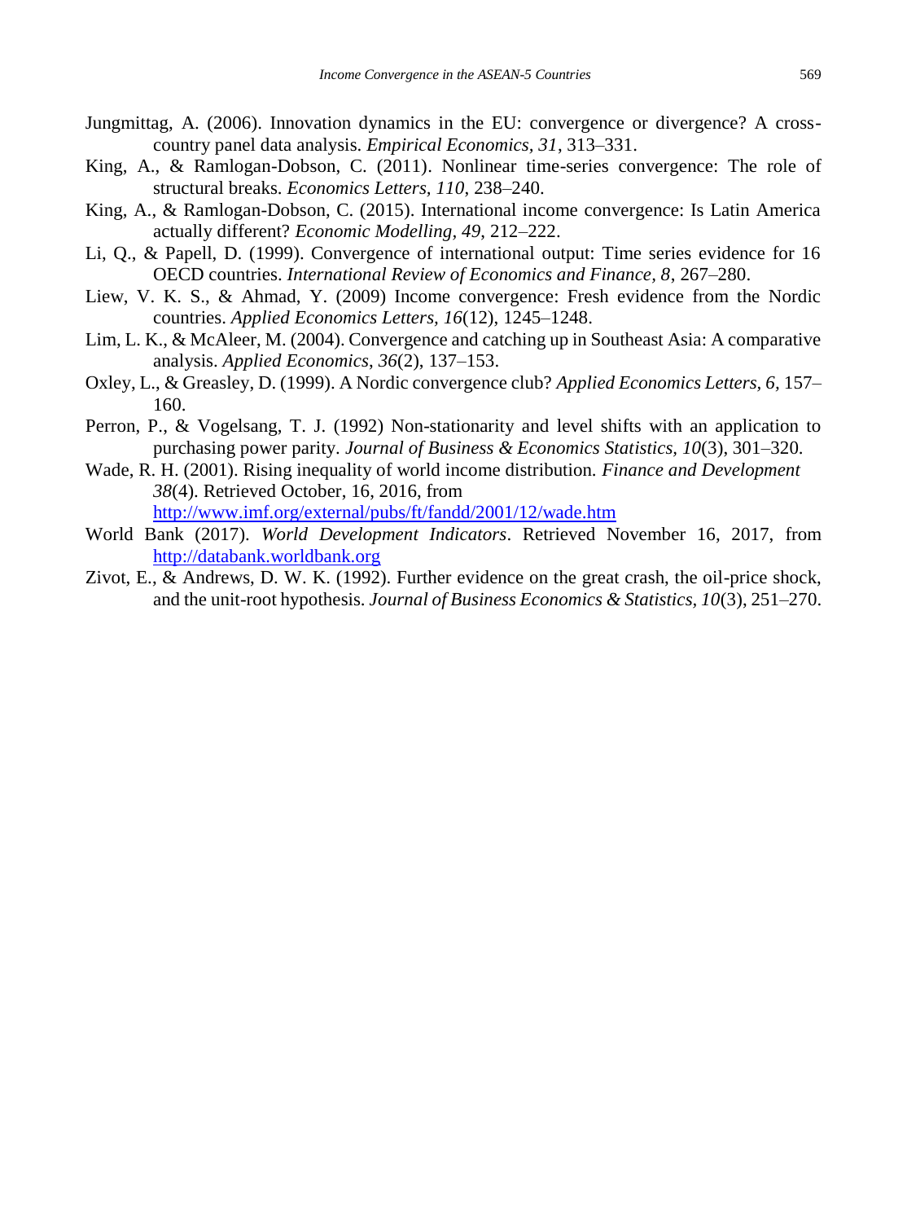Jungmittag, A. (2006). Innovation dynamics in the EU: convergence or divergence? A cross-country panel data analysis. *Empirical Economics*, *31*, 313–331.

King, A., & Ramlogan-Dobson, C. (2011). Nonlinear time-series convergence: The role of structural breaks. *Economics Letters*, *110*, 238–240.

King, A., & Ramlogan-Dobson, C. (2015). International income convergence: Is Latin America actually different? *Economic Modelling*, *49*, 212–222.

Li, Q., & Papell, D. (1999). Convergence of international output: Time series evidence for 16 OECD countries. *International Review of Economics and Finance, 8*, 267–280.

Liew, V. K. S., & Ahmad, Y. (2009) Income convergence: Fresh evidence from the Nordic countries. *Applied Economics Letters, 16*(12), 1245–1248.

Lim, L. K., & McAleer, M. (2004). Convergence and catching up in Southeast Asia: A comparative analysis. *Applied Economics*, *36*(2), 137–153.

Oxley, L., & Greasley, D. (1999). A Nordic convergence club? *Applied Economics Letters, 6*, 157–160.

Perron, P., & Vogelsang, T. J. (1992) Non-stationarity and level shifts with an application to purchasing power parity. *Journal of Business & Economics Statistics*, *10*(3), 301–320.

Wade, R. H. (2001). Rising inequality of world income distribution. *Finance and Development 38*(4). Retrieved October, 16, 2016, from http://www.imf.org/external/pubs/ft/fandd/2001/12/wade.htm

World Bank (2017). *World Development Indicators*. Retrieved November 16, 2017, from http://databank.worldbank.org

Zivot, E., & Andrews, D. W. K. (1992). Further evidence on the great crash, the oil-price shock, and the unit-root hypothesis. *Journal of Business Economics & Statistics*, *10*(3), 251–270.